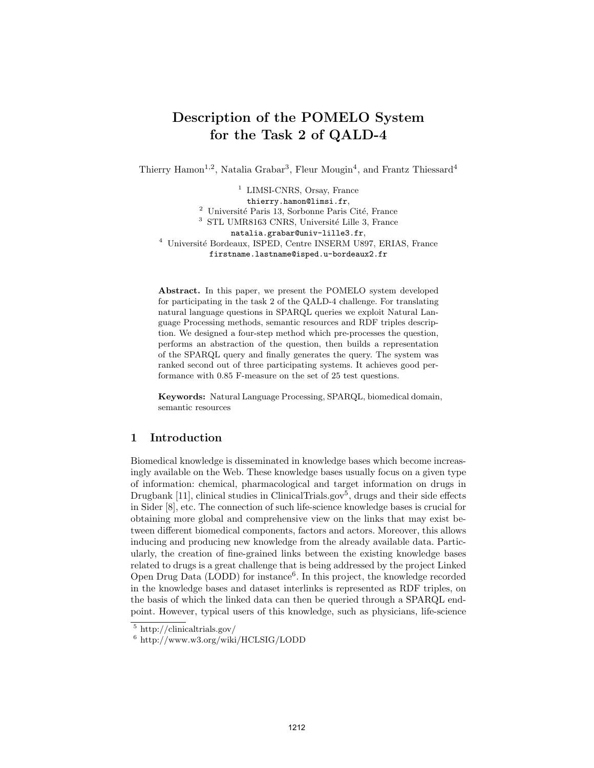# Description of the POMELO System for the Task 2 of QALD-4

Thierry Hamon[1,2], Natalia Grabar[3], Fleur Mougin[4], and Frantz Thiessard[4]

[1] LIMSI-CNRS, Orsay, France
thierry.hamon@limsi.fr,
[2] Université Paris 13, Sorbonne Paris Cité, France
[3] STL UMR8163 CNRS, Université Lille 3, France
natalia.grabar@univ-lille3.fr,
[4] Université Bordeaux, ISPED, Centre INSERM U897, ERIAS, France
firstname.lastname@isped.u-bordeaux2.fr

**Abstract.** In this paper, we present the POMELO system developed for participating in the task 2 of the QALD-4 challenge. For translating natural language questions in SPARQL queries we exploit Natural Language Processing methods, semantic resources and RDF triples description. We designed a four-step method which pre-processes the question, performs an abstraction of the question, then builds a representation of the SPARQL query and finally generates the query. The system was ranked second out of three participating systems. It achieves good performance with 0.85 F-measure on the set of 25 test questions.

**Keywords:** Natural Language Processing, SPARQL, biomedical domain, semantic resources

## 1 Introduction

Biomedical knowledge is disseminated in knowledge bases which become increasingly available on the Web. These knowledge bases usually focus on a given type of information: chemical, pharmacological and target information on drugs in Drugbank [11], clinical studies in ClinicalTrials.gov[5], drugs and their side effects in Sider [8], etc. The connection of such life-science knowledge bases is crucial for obtaining more global and comprehensive view on the links that may exist between different biomedical components, factors and actors. Moreover, this allows inducing and producing new knowledge from the already available data. Particularly, the creation of fine-grained links between the existing knowledge bases related to drugs is a great challenge that is being addressed by the project Linked Open Drug Data (LODD) for instance[6]. In this project, the knowledge recorded in the knowledge bases and dataset interlinks is represented as RDF triples, on the basis of which the linked data can then be queried through a SPARQL endpoint. However, typical users of this knowledge, such as physicians, life-science

[5] http://clinicaltrials.gov/
[6] http://www.w3.org/wiki/HCLSIG/LODD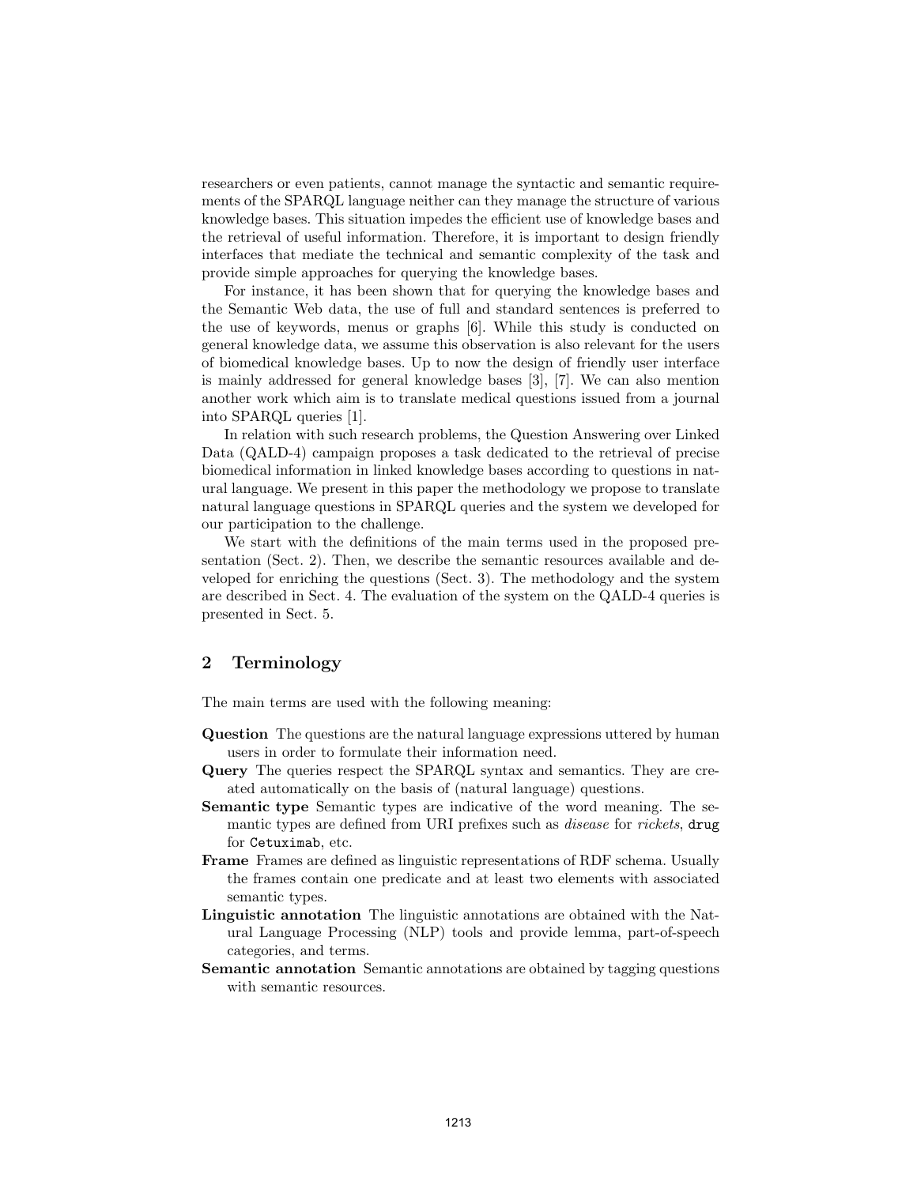researchers or even patients, cannot manage the syntactic and semantic requirements of the SPARQL language neither can they manage the structure of various knowledge bases. This situation impedes the efficient use of knowledge bases and the retrieval of useful information. Therefore, it is important to design friendly interfaces that mediate the technical and semantic complexity of the task and provide simple approaches for querying the knowledge bases.

For instance, it has been shown that for querying the knowledge bases and the Semantic Web data, the use of full and standard sentences is preferred to the use of keywords, menus or graphs [6]. While this study is conducted on general knowledge data, we assume this observation is also relevant for the users of biomedical knowledge bases. Up to now the design of friendly user interface is mainly addressed for general knowledge bases [3], [7]. We can also mention another work which aim is to translate medical questions issued from a journal into SPARQL queries [1].

In relation with such research problems, the Question Answering over Linked Data (QALD-4) campaign proposes a task dedicated to the retrieval of precise biomedical information in linked knowledge bases according to questions in natural language. We present in this paper the methodology we propose to translate natural language questions in SPARQL queries and the system we developed for our participation to the challenge.

We start with the definitions of the main terms used in the proposed presentation (Sect. 2). Then, we describe the semantic resources available and developed for enriching the questions (Sect. 3). The methodology and the system are described in Sect. 4. The evaluation of the system on the QALD-4 queries is presented in Sect. 5.

## 2 Terminology

The main terms are used with the following meaning:

- **Question** The questions are the natural language expressions uttered by human users in order to formulate their information need.
- **Query** The queries respect the SPARQL syntax and semantics. They are created automatically on the basis of (natural language) questions.
- **Semantic type** Semantic types are indicative of the word meaning. The semantic types are defined from URI prefixes such as *disease* for *rickets*, `drug` for `Cetuximab`, etc.
- **Frame** Frames are defined as linguistic representations of RDF schema. Usually the frames contain one predicate and at least two elements with associated semantic types.
- **Linguistic annotation** The linguistic annotations are obtained with the Natural Language Processing (NLP) tools and provide lemma, part-of-speech categories, and terms.
- **Semantic annotation** Semantic annotations are obtained by tagging questions with semantic resources.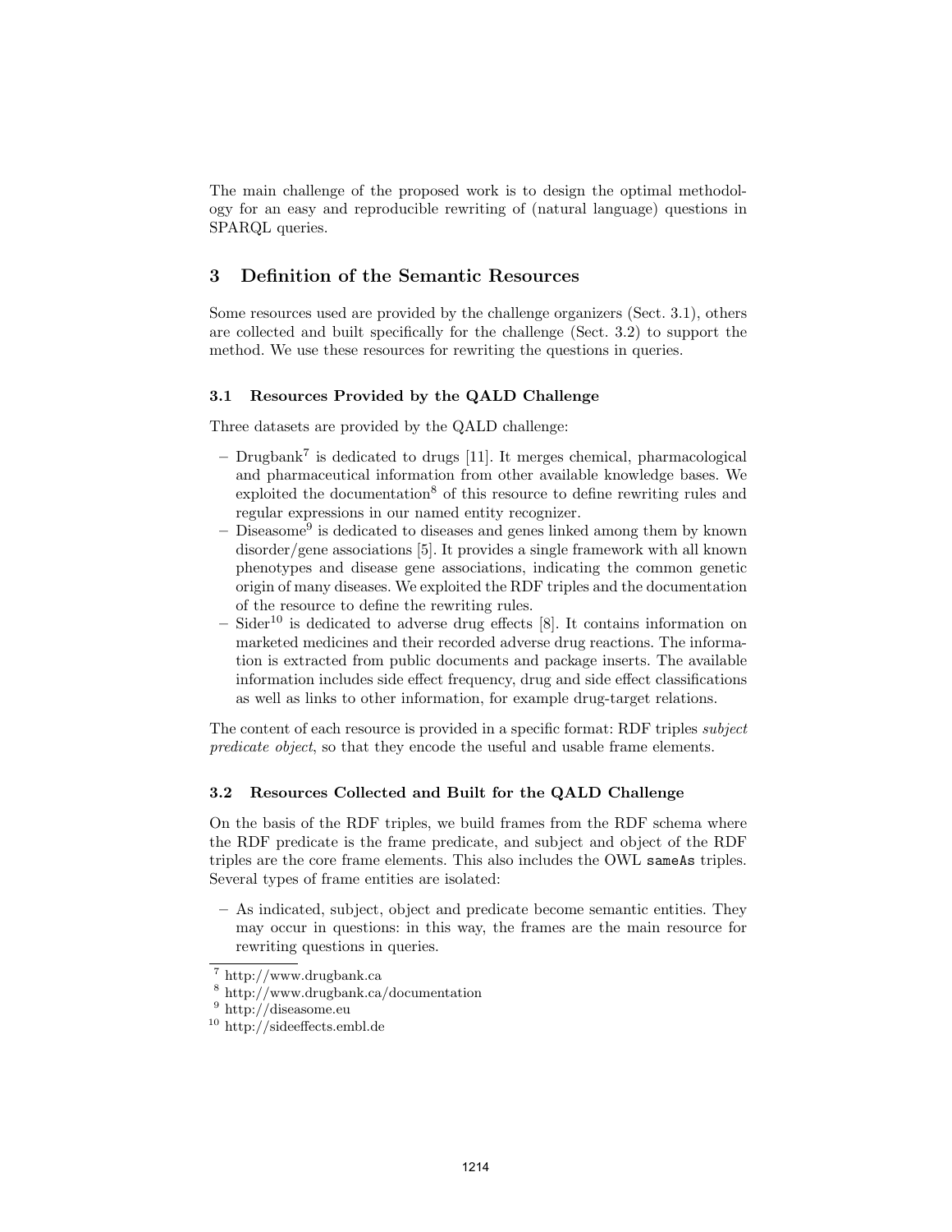The main challenge of the proposed work is to design the optimal methodology for an easy and reproducible rewriting of (natural language) questions in SPARQL queries.

## 3 Definition of the Semantic Resources

Some resources used are provided by the challenge organizers (Sect. 3.1), others are collected and built specifically for the challenge (Sect. 3.2) to support the method. We use these resources for rewriting the questions in queries.

### 3.1 Resources Provided by the QALD Challenge

Three datasets are provided by the QALD challenge:

- Drugbank[7] is dedicated to drugs [11]. It merges chemical, pharmacological and pharmaceutical information from other available knowledge bases. We exploited the documentation[8] of this resource to define rewriting rules and regular expressions in our named entity recognizer.
- Diseasome[9] is dedicated to diseases and genes linked among them by known disorder/gene associations [5]. It provides a single framework with all known phenotypes and disease gene associations, indicating the common genetic origin of many diseases. We exploited the RDF triples and the documentation of the resource to define the rewriting rules.
- Sider[10] is dedicated to adverse drug effects [8]. It contains information on marketed medicines and their recorded adverse drug reactions. The information is extracted from public documents and package inserts. The available information includes side effect frequency, drug and side effect classifications as well as links to other information, for example drug-target relations.

The content of each resource is provided in a specific format: RDF triples *subject predicate object*, so that they encode the useful and usable frame elements.

### 3.2 Resources Collected and Built for the QALD Challenge

On the basis of the RDF triples, we build frames from the RDF schema where the RDF predicate is the frame predicate, and subject and object of the RDF triples are the core frame elements. This also includes the OWL `sameAs` triples. Several types of frame entities are isolated:

- As indicated, subject, object and predicate become semantic entities. They may occur in questions: in this way, the frames are the main resource for rewriting questions in queries.

[7] http://www.drugbank.ca
[8] http://www.drugbank.ca/documentation
[9] http://diseasome.eu
[10] http://sideeffects.embl.de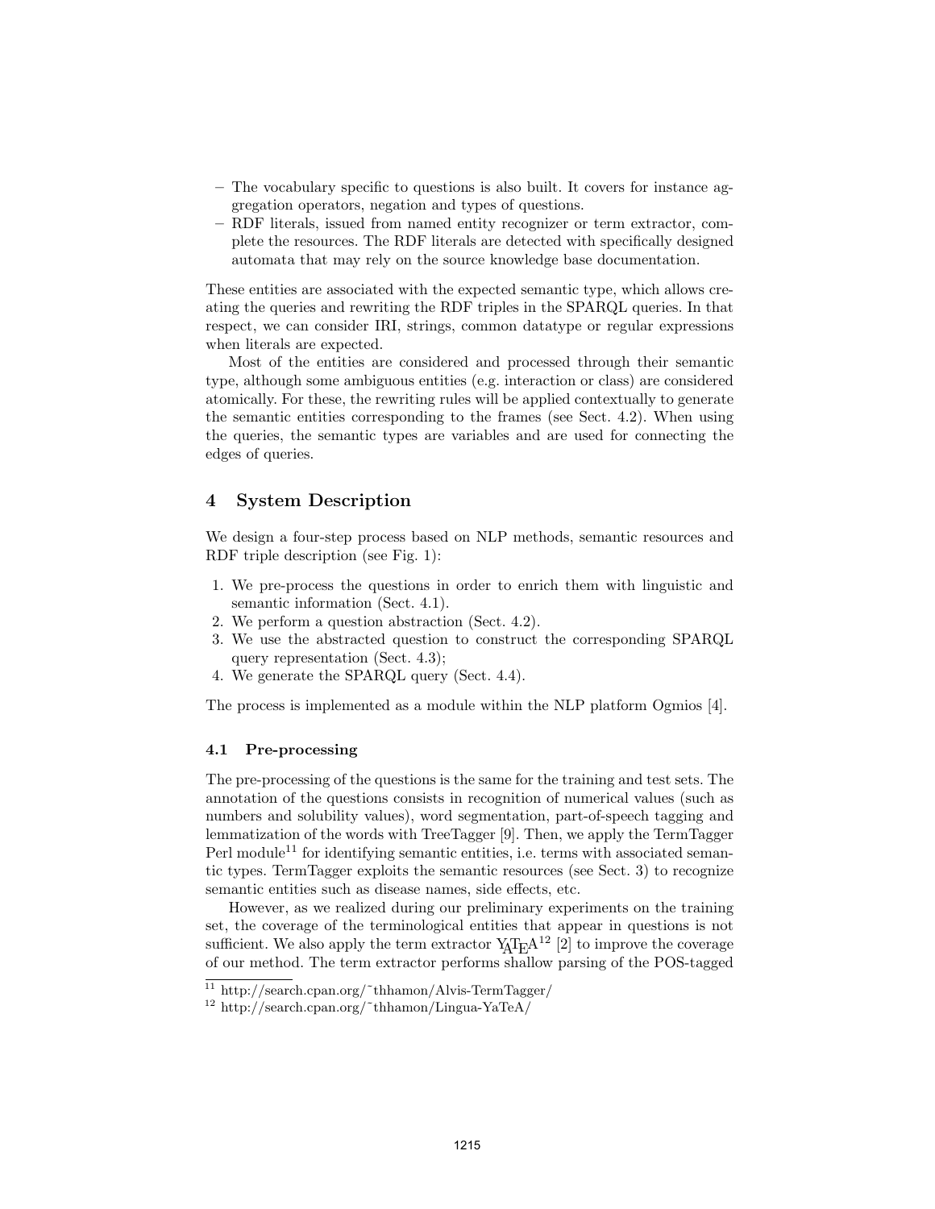- The vocabulary specific to questions is also built. It covers for instance aggregation operators, negation and types of questions.
- RDF literals, issued from named entity recognizer or term extractor, complete the resources. The RDF literals are detected with specifically designed automata that may rely on the source knowledge base documentation.

These entities are associated with the expected semantic type, which allows creating the queries and rewriting the RDF triples in the SPARQL queries. In that respect, we can consider IRI, strings, common datatype or regular expressions when literals are expected.

Most of the entities are considered and processed through their semantic type, although some ambiguous entities (e.g. interaction or class) are considered atomically. For these, the rewriting rules will be applied contextually to generate the semantic entities corresponding to the frames (see Sect. 4.2). When using the queries, the semantic types are variables and are used for connecting the edges of queries.

## 4 System Description

We design a four-step process based on NLP methods, semantic resources and RDF triple description (see Fig. 1):

1. We pre-process the questions in order to enrich them with linguistic and semantic information (Sect. 4.1).
2. We perform a question abstraction (Sect. 4.2).
3. We use the abstracted question to construct the corresponding SPARQL query representation (Sect. 4.3);
4. We generate the SPARQL query (Sect. 4.4).

The process is implemented as a module within the NLP platform Ogmios [4].

### 4.1 Pre-processing

The pre-processing of the questions is the same for the training and test sets. The annotation of the questions consists in recognition of numerical values (such as numbers and solubility values), word segmentation, part-of-speech tagging and lemmatization of the words with TreeTagger [9]. Then, we apply the TermTagger Perl module[11] for identifying semantic entities, i.e. terms with associated semantic types. TermTagger exploits the semantic resources (see Sect. 3) to recognize semantic entities such as disease names, side effects, etc.

However, as we realized during our preliminary experiments on the training set, the coverage of the terminological entities that appear in questions is not sufficient. We also apply the term extractor YATEA[12] [2] to improve the coverage of our method. The term extractor performs shallow parsing of the POS-tagged

[11] http://search.cpan.org/~thhamon/Alvis-TermTagger/

[12] http://search.cpan.org/~thhamon/Lingua-YaTeA/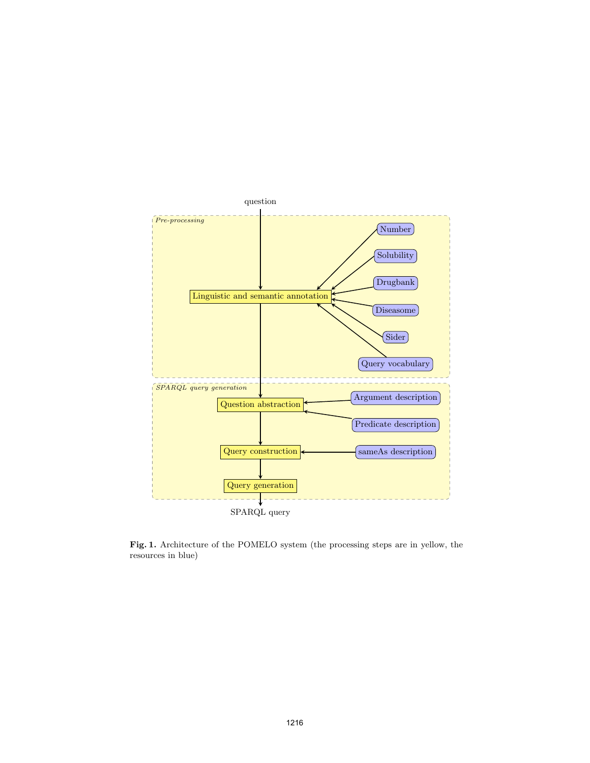question

*Pre-processing*

Number

Solubility

Drugbank

Linguistic and semantic annotation

Diseasome

Sider

Query vocabulary

*SPARQL query generation*

Argument description

Question abstraction

Predicate description

Query construction

sameAs description

Query generation

SPARQL query

**Fig. 1.** Architecture of the POMELO system (the processing steps are in yellow, the resources in blue)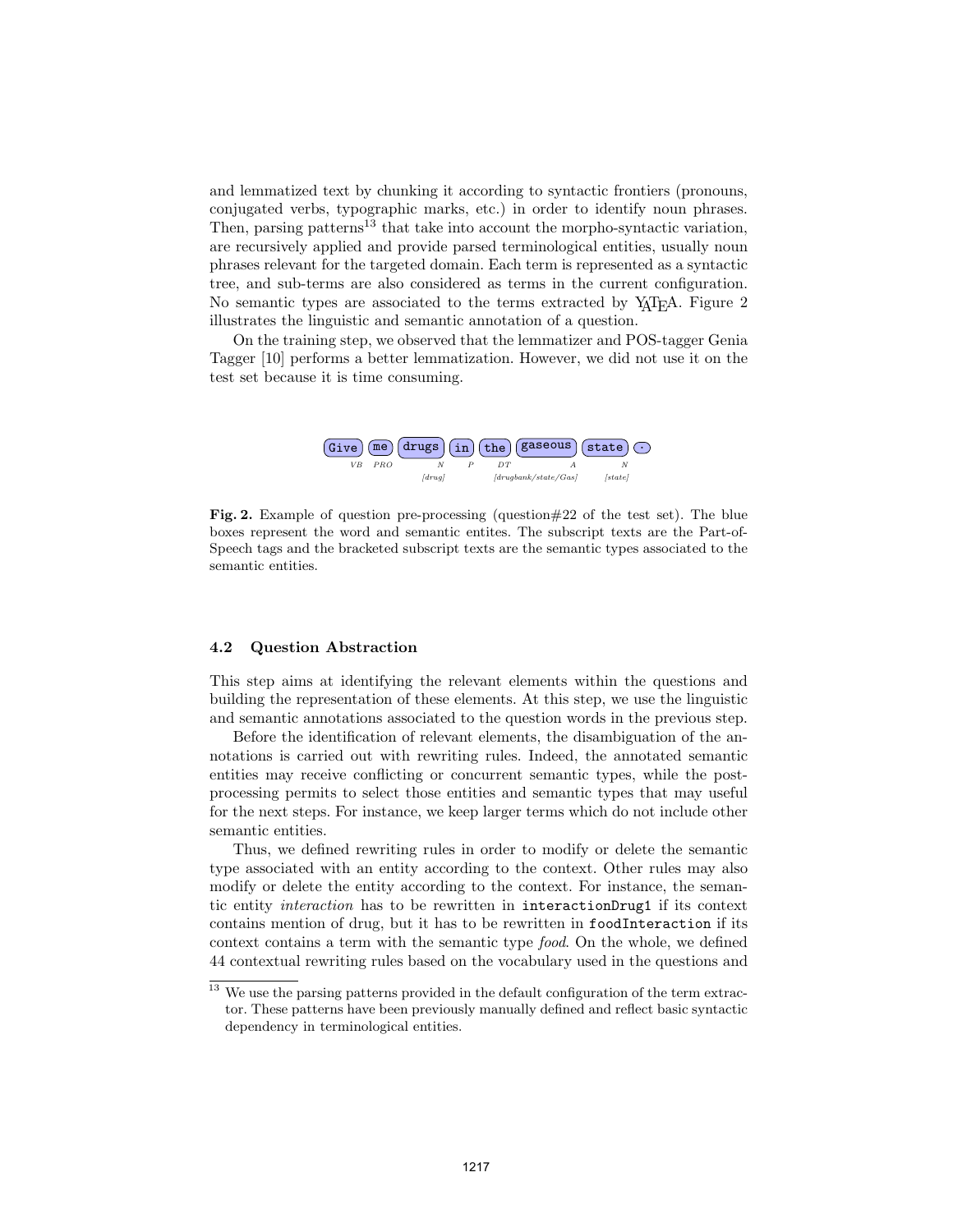and lemmatized text by chunking it according to syntactic frontiers (pronouns, conjugated verbs, typographic marks, etc.) in order to identify noun phrases. Then, parsing patterns[13] that take into account the morpho-syntactic variation, are recursively applied and provide parsed terminological entities, usually noun phrases relevant for the targeted domain. Each term is represented as a syntactic tree, and sub-terms are also considered as terms in the current configuration. No semantic types are associated to the terms extracted by YATEA. Figure 2 illustrates the linguistic and semantic annotation of a question.

On the training step, we observed that the lemmatizer and POS-tagger Genia Tagger [10] performs a better lemmatization. However, we did not use it on the test set because it is time consuming.

| Give | me | drugs | in | the | gaseous | state | . |
|---|---|---|---|---|---|---|---|
| VB | PRO | N | P | DT | A | N | |
| | | [drug] | | [drugbank/state/Gas] | | [state] | |

**Fig. 2.** Example of question pre-processing (question#22 of the test set). The blue boxes represent the word and semantic entites. The subscript texts are the Part-of-Speech tags and the bracketed subscript texts are the semantic types associated to the semantic entities.

### 4.2 Question Abstraction

This step aims at identifying the relevant elements within the questions and building the representation of these elements. At this step, we use the linguistic and semantic annotations associated to the question words in the previous step.

Before the identification of relevant elements, the disambiguation of the annotations is carried out with rewriting rules. Indeed, the annotated semantic entities may receive conflicting or concurrent semantic types, while the post-processing permits to select those entities and semantic types that may useful for the next steps. For instance, we keep larger terms which do not include other semantic entities.

Thus, we defined rewriting rules in order to modify or delete the semantic type associated with an entity according to the context. Other rules may also modify or delete the entity according to the context. For instance, the semantic entity *interaction* has to be rewritten in `interactionDrug1` if its context contains mention of drug, but it has to be rewritten in `foodInteraction` if its context contains a term with the semantic type *food*. On the whole, we defined 44 contextual rewriting rules based on the vocabulary used in the questions and

[13] We use the parsing patterns provided in the default configuration of the term extractor. These patterns have been previously manually defined and reflect basic syntactic dependency in terminological entities.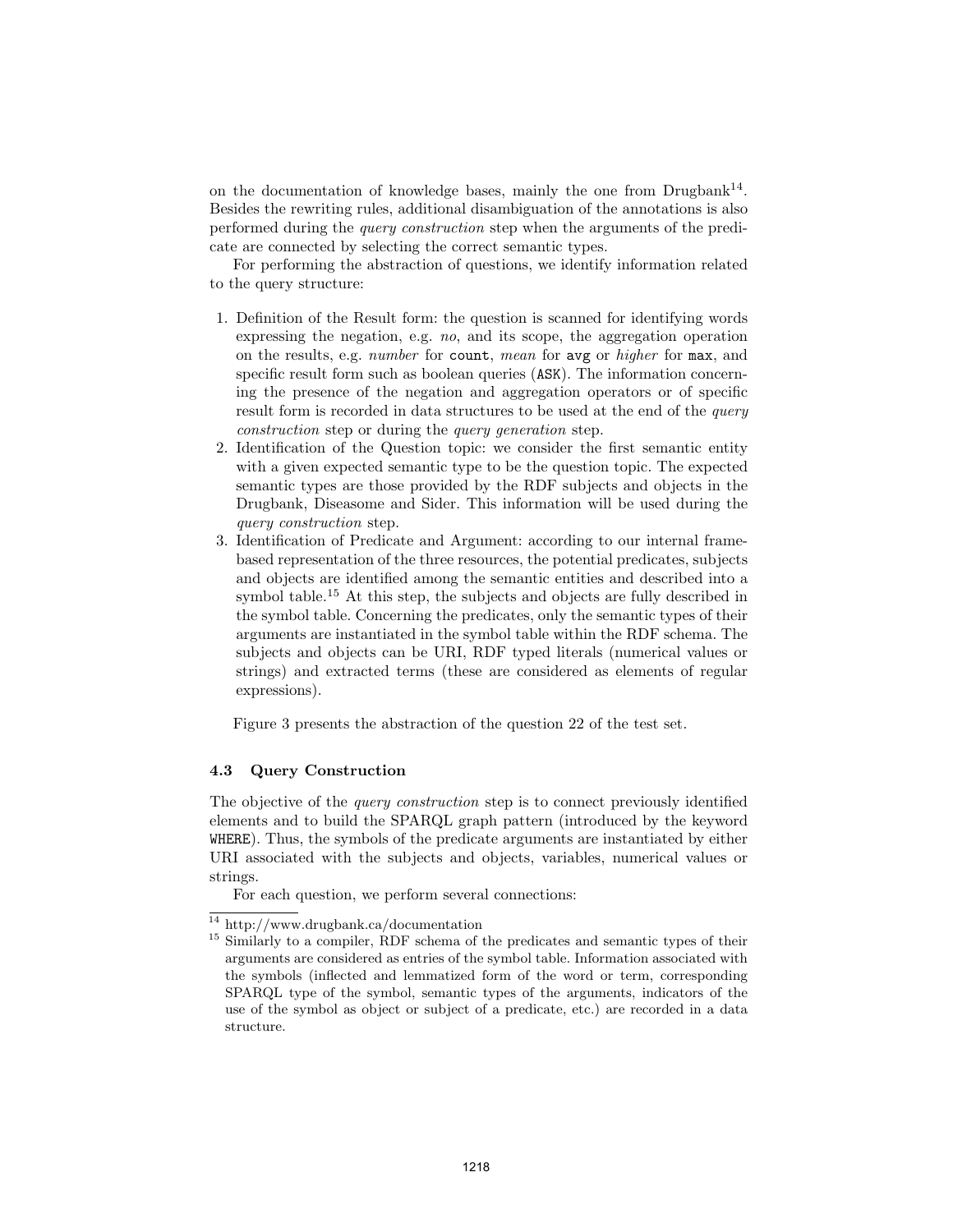on the documentation of knowledge bases, mainly the one from Drugbank[14]. Besides the rewriting rules, additional disambiguation of the annotations is also performed during the *query construction* step when the arguments of the predicate are connected by selecting the correct semantic types.

For performing the abstraction of questions, we identify information related to the query structure:

1. Definition of the Result form: the question is scanned for identifying words expressing the negation, e.g. *no*, and its scope, the aggregation operation on the results, e.g. *number* for `count`, *mean* for `avg` or *higher* for `max`, and specific result form such as boolean queries (`ASK`). The information concerning the presence of the negation and aggregation operators or of specific result form is recorded in data structures to be used at the end of the *query construction* step or during the *query generation* step.
2. Identification of the Question topic: we consider the first semantic entity with a given expected semantic type to be the question topic. The expected semantic types are those provided by the RDF subjects and objects in the Drugbank, Diseasome and Sider. This information will be used during the *query construction* step.
3. Identification of Predicate and Argument: according to our internal frame-based representation of the three resources, the potential predicates, subjects and objects are identified among the semantic entities and described into a symbol table.[15] At this step, the subjects and objects are fully described in the symbol table. Concerning the predicates, only the semantic types of their arguments are instantiated in the symbol table within the RDF schema. The subjects and objects can be URI, RDF typed literals (numerical values or strings) and extracted terms (these are considered as elements of regular expressions).

Figure 3 presents the abstraction of the question 22 of the test set.

### 4.3 Query Construction

The objective of the *query construction* step is to connect previously identified elements and to build the SPARQL graph pattern (introduced by the keyword `WHERE`). Thus, the symbols of the predicate arguments are instantiated by either URI associated with the subjects and objects, variables, numerical values or strings.

For each question, we perform several connections:

[14] http://www.drugbank.ca/documentation

[15] Similarly to a compiler, RDF schema of the predicates and semantic types of their arguments are considered as entries of the symbol table. Information associated with the symbols (inflected and lemmatized form of the word or term, corresponding SPARQL type of the symbol, semantic types of the arguments, indicators of the use of the symbol as object or subject of a predicate, etc.) are recorded in a data structure.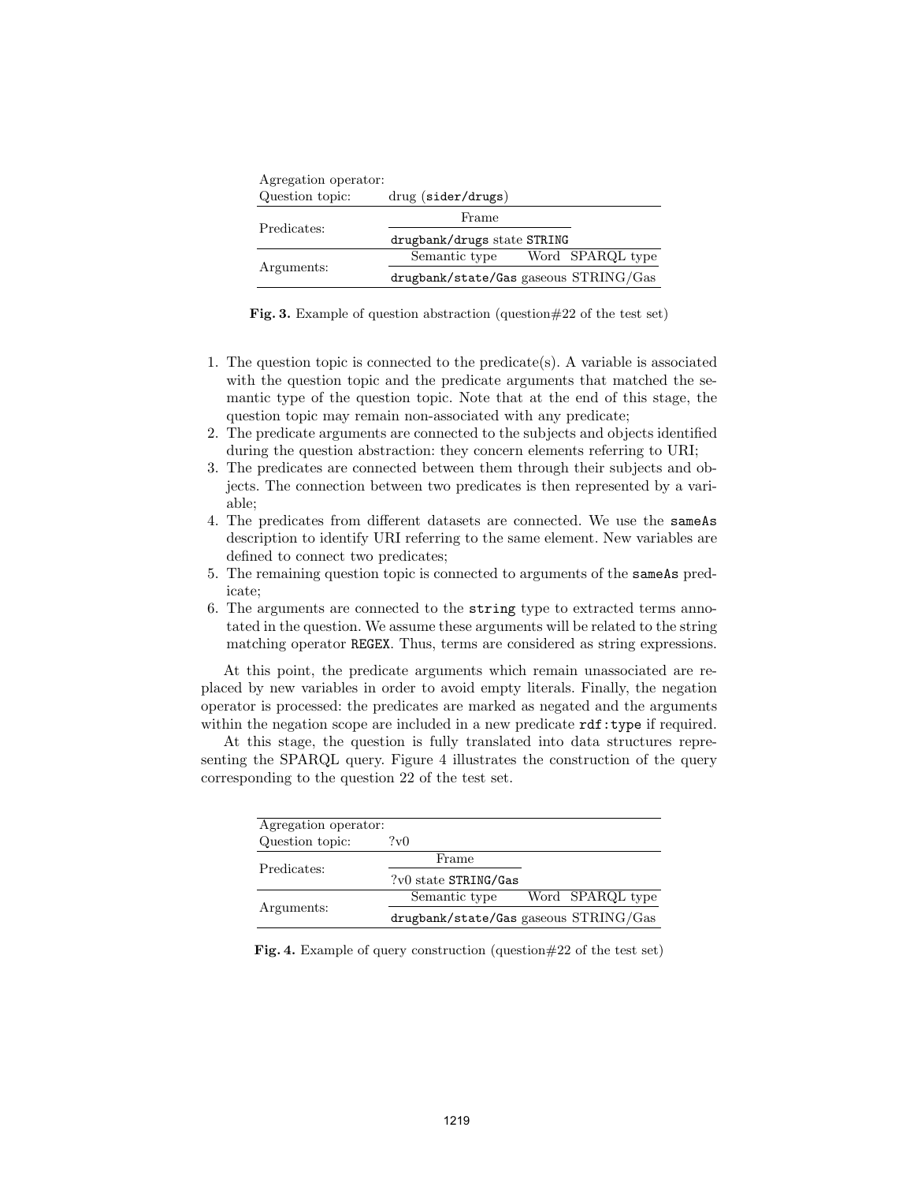| | | | |
|---|---|---|---|
| Agregation operator: | | | |
| Question topic: | drug (`sider/drugs`) | | |
| Predicates: | Frame | | |
| | `drugbank/drugs` state `STRING` | | |
| Arguments: | Semantic type | Word | SPARQL type |
| | `drugbank/state/Gas` | gaseous | STRING/Gas |

**Fig. 3.** Example of question abstraction (question#22 of the test set)

1. The question topic is connected to the predicate(s). A variable is associated with the question topic and the predicate arguments that matched the semantic type of the question topic. Note that at the end of this stage, the question topic may remain non-associated with any predicate;
2. The predicate arguments are connected to the subjects and objects identified during the question abstraction: they concern elements referring to URI;
3. The predicates are connected between them through their subjects and objects. The connection between two predicates is then represented by a variable;
4. The predicates from different datasets are connected. We use the `sameAs` description to identify URI referring to the same element. New variables are defined to connect two predicates;
5. The remaining question topic is connected to arguments of the `sameAs` predicate;
6. The arguments are connected to the `string` type to extracted terms annotated in the question. We assume these arguments will be related to the string matching operator `REGEX`. Thus, terms are considered as string expressions.

At this point, the predicate arguments which remain unassociated are replaced by new variables in order to avoid empty literals. Finally, the negation operator is processed: the predicates are marked as negated and the arguments within the negation scope are included in a new predicate `rdf:type` if required.

At this stage, the question is fully translated into data structures representing the SPARQL query. Figure 4 illustrates the construction of the query corresponding to the question 22 of the test set.

| | | | |
|---|---|---|---|
| Agregation operator: | | | |
| Question topic: | ?v0 | | |
| Predicates: | Frame | | |
| | ?v0 state `STRING/Gas` | | |
| Arguments: | Semantic type | Word | SPARQL type |
| | `drugbank/state/Gas` | gaseous | STRING/Gas |

**Fig. 4.** Example of query construction (question#22 of the test set)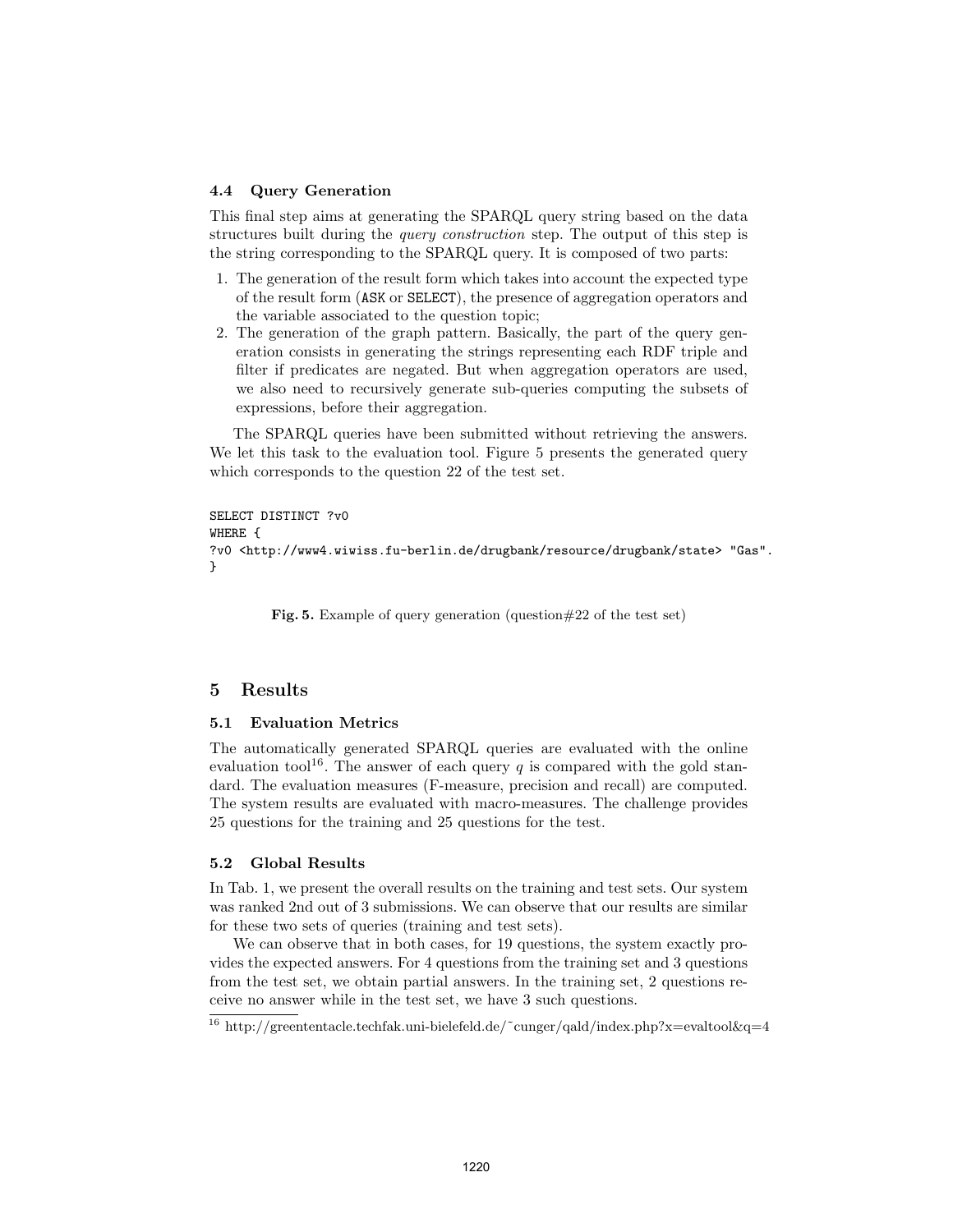### 4.4 Query Generation

This final step aims at generating the SPARQL query string based on the data structures built during the *query construction* step. The output of this step is the string corresponding to the SPARQL query. It is composed of two parts:

1. The generation of the result form which takes into account the expected type of the result form (ASK or SELECT), the presence of aggregation operators and the variable associated to the question topic;
2. The generation of the graph pattern. Basically, the part of the query generation consists in generating the strings representing each RDF triple and filter if predicates are negated. But when aggregation operators are used, we also need to recursively generate sub-queries computing the subsets of expressions, before their aggregation.

The SPARQL queries have been submitted without retrieving the answers. We let this task to the evaluation tool. Figure 5 presents the generated query which corresponds to the question 22 of the test set.

```
SELECT DISTINCT ?v0
WHERE {
?v0 <http://www4.wiwiss.fu-berlin.de/drugbank/resource/drugbank/state> "Gas".
}
```

**Fig. 5.** Example of query generation (question#22 of the test set)

## 5 Results

### 5.1 Evaluation Metrics

The automatically generated SPARQL queries are evaluated with the online evaluation tool[16]. The answer of each query $q$ is compared with the gold standard. The evaluation measures (F-measure, precision and recall) are computed. The system results are evaluated with macro-measures. The challenge provides 25 questions for the training and 25 questions for the test.

### 5.2 Global Results

In Tab. 1, we present the overall results on the training and test sets. Our system was ranked 2nd out of 3 submissions. We can observe that our results are similar for these two sets of queries (training and test sets).

We can observe that in both cases, for 19 questions, the system exactly provides the expected answers. For 4 questions from the training set and 3 questions from the test set, we obtain partial answers. In the training set, 2 questions receive no answer while in the test set, we have 3 such questions.

[16] http://greententacle.techfak.uni-bielefeld.de/˜cunger/qald/index.php?x=evaltool&q=4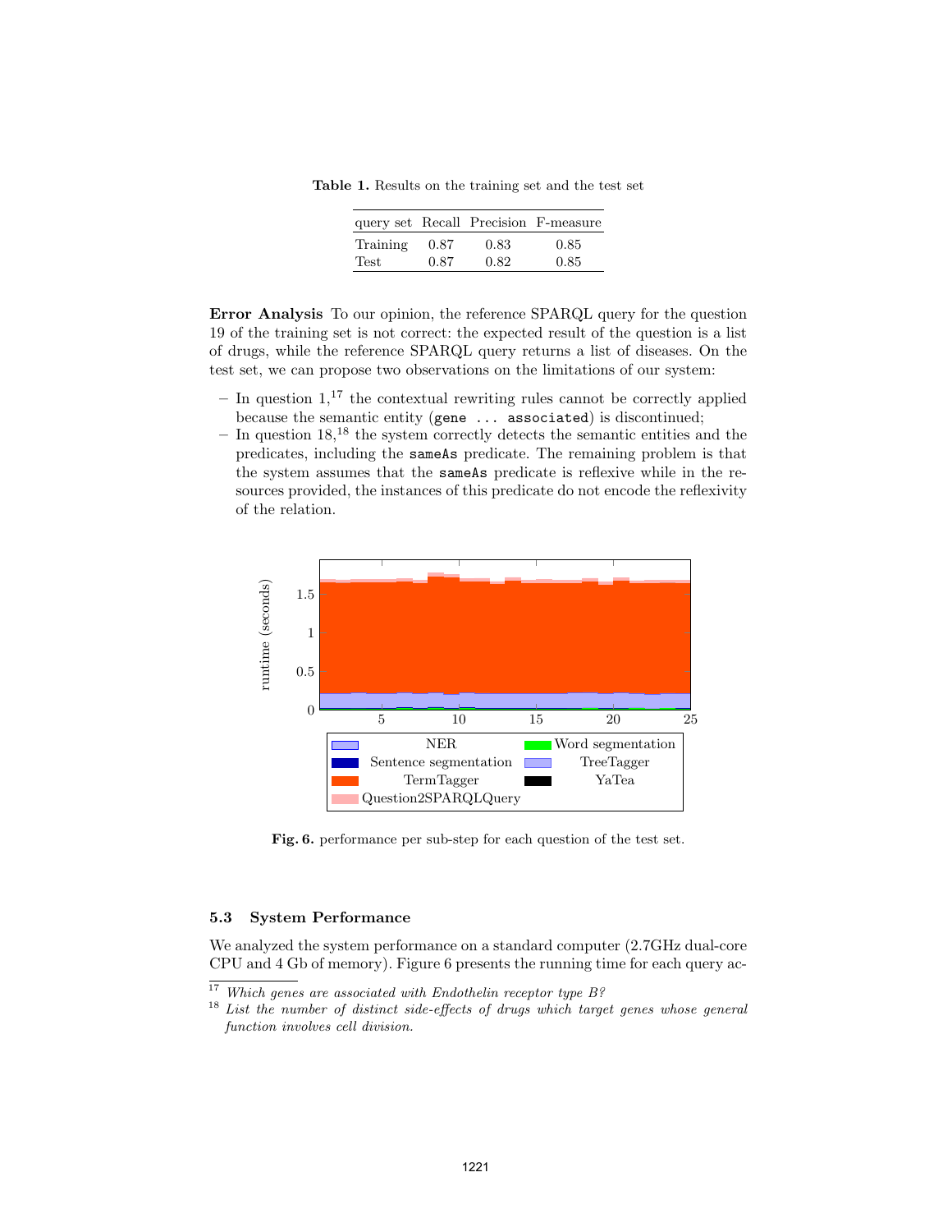**Table 1.** Results on the training set and the test set

| query set | Recall | Precision | F-measure |
|---|---|---|---|
| Training | 0.87 | 0.83 | 0.85 |
| Test | 0.87 | 0.82 | 0.85 |

**Error Analysis** To our opinion, the reference SPARQL query for the question 19 of the training set is not correct: the expected result of the question is a list of drugs, while the reference SPARQL query returns a list of diseases. On the test set, we can propose two observations on the limitations of our system:

- In question 1,[17] the contextual rewriting rules cannot be correctly applied because the semantic entity (`gene ... associated`) is discontinued;
- In question 18,[18] the system correctly detects the semantic entities and the predicates, including the `sameAs` predicate. The remaining problem is that the system assumes that the `sameAs` predicate is reflexive while in the resources provided, the instances of this predicate do not encode the reflexivity of the relation.

**Fig. 6.** performance per sub-step for each question of the test set.

### 5.3 System Performance

We analyzed the system performance on a standard computer (2.7GHz dual-core CPU and 4 Gb of memory). Figure 6 presents the running time for each query ac-

[17] *Which genes are associated with Endothelin receptor type B?*

[18] *List the number of distinct side-effects of drugs which target genes whose general function involves cell division.*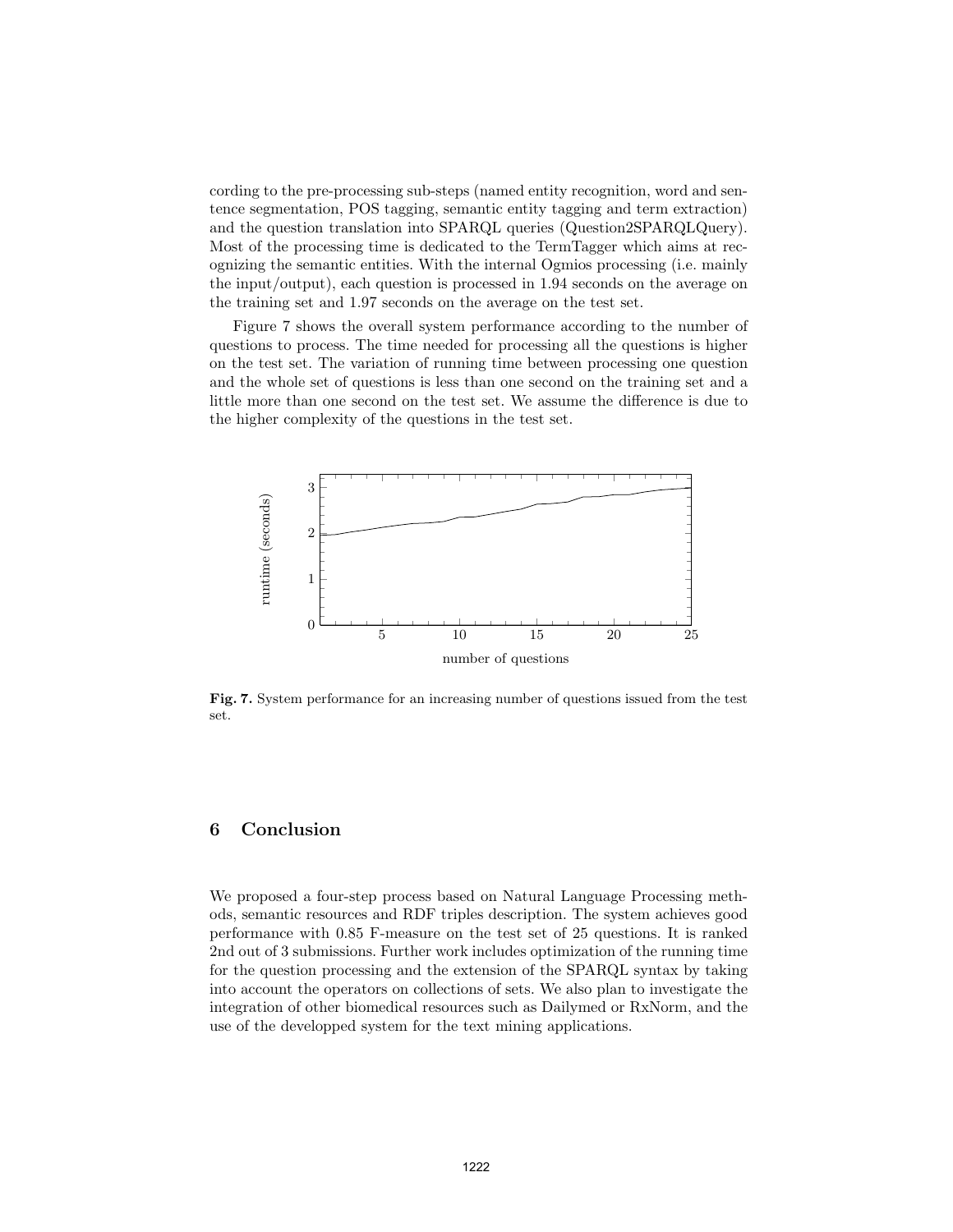cording to the pre-processing sub-steps (named entity recognition, word and sentence segmentation, POS tagging, semantic entity tagging and term extraction) and the question translation into SPARQL queries (Question2SPARQLQuery). Most of the processing time is dedicated to the TermTagger which aims at recognizing the semantic entities. With the internal Ogmios processing (i.e. mainly the input/output), each question is processed in 1.94 seconds on the average on the training set and 1.97 seconds on the average on the test set.

Figure 7 shows the overall system performance according to the number of questions to process. The time needed for processing all the questions is higher on the test set. The variation of running time between processing one question and the whole set of questions is less than one second on the training set and a little more than one second on the test set. We assume the difference is due to the higher complexity of the questions in the test set.

**Fig. 7.** System performance for an increasing number of questions issued from the test set.

## 6 Conclusion

We proposed a four-step process based on Natural Language Processing methods, semantic resources and RDF triples description. The system achieves good performance with 0.85 F-measure on the test set of 25 questions. It is ranked 2nd out of 3 submissions. Further work includes optimization of the running time for the question processing and the extension of the SPARQL syntax by taking into account the operators on collections of sets. We also plan to investigate the integration of other biomedical resources such as Dailymed or RxNorm, and the use of the developped system for the text mining applications.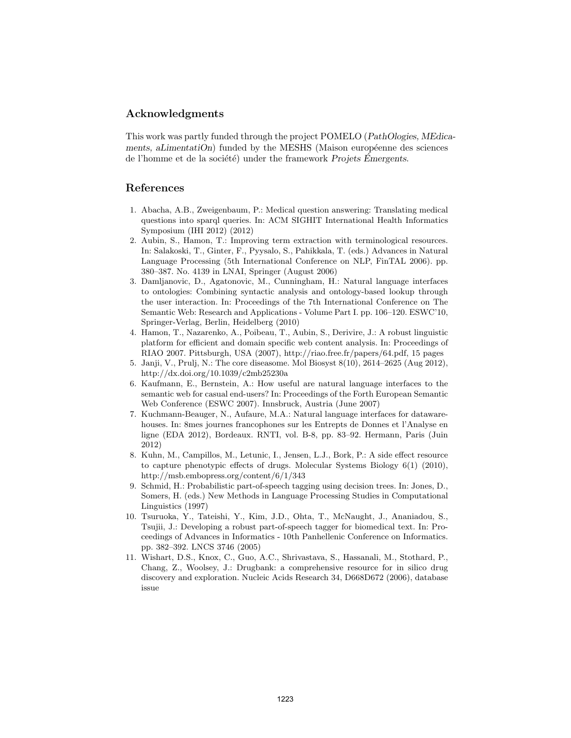## Acknowledgments

This work was partly funded through the project POMELO (*PathOlogies, MEdicaments, aLimentatiOn*) funded by the MESHS (Maison européenne des sciences de l'homme et de la société) under the framework *Projets Émergents*.

## References

1. Abacha, A.B., Zweigenbaum, P.: Medical question answering: Translating medical questions into sparql queries. In: ACM SIGHIT International Health Informatics Symposium (IHI 2012) (2012)
2. Aubin, S., Hamon, T.: Improving term extraction with terminological resources. In: Salakoski, T., Ginter, F., Pyysalo, S., Pahikkala, T. (eds.) Advances in Natural Language Processing (5th International Conference on NLP, FinTAL 2006). pp. 380–387. No. 4139 in LNAI, Springer (August 2006)
3. Damljanovic, D., Agatonovic, M., Cunningham, H.: Natural language interfaces to ontologies: Combining syntactic analysis and ontology-based lookup through the user interaction. In: Proceedings of the 7th International Conference on The Semantic Web: Research and Applications - Volume Part I. pp. 106–120. ESWC'10, Springer-Verlag, Berlin, Heidelberg (2010)
4. Hamon, T., Nazarenko, A., Poibeau, T., Aubin, S., Derivire, J.: A robust linguistic platform for efficient and domain specific web content analysis. In: Proceedings of RIAO 2007. Pittsburgh, USA (2007), http://riao.free.fr/papers/64.pdf, 15 pages
5. Janji, V., Prulj, N.: The core diseasome. Mol Biosyst 8(10), 2614–2625 (Aug 2012), http://dx.doi.org/10.1039/c2mb25230a
6. Kaufmann, E., Bernstein, A.: How useful are natural language interfaces to the semantic web for casual end-users? In: Proceedings of the Forth European Semantic Web Conference (ESWC 2007). Innsbruck, Austria (June 2007)
7. Kuchmann-Beauger, N., Aufaure, M.A.: Natural language interfaces for datawarehouses. In: 8mes journes francophones sur les Entrepts de Donnes et l'Analyse en ligne (EDA 2012), Bordeaux. RNTI, vol. B-8, pp. 83–92. Hermann, Paris (Juin 2012)
8. Kuhn, M., Campillos, M., Letunic, I., Jensen, L.J., Bork, P.: A side effect resource to capture phenotypic effects of drugs. Molecular Systems Biology 6(1) (2010), http://msb.embopress.org/content/6/1/343
9. Schmid, H.: Probabilistic part-of-speech tagging using decision trees. In: Jones, D., Somers, H. (eds.) New Methods in Language Processing Studies in Computational Linguistics (1997)
10. Tsuruoka, Y., Tateishi, Y., Kim, J.D., Ohta, T., McNaught, J., Ananiadou, S., Tsujii, J.: Developing a robust part-of-speech tagger for biomedical text. In: Proceedings of Advances in Informatics - 10th Panhellenic Conference on Informatics. pp. 382–392. LNCS 3746 (2005)
11. Wishart, D.S., Knox, C., Guo, A.C., Shrivastava, S., Hassanali, M., Stothard, P., Chang, Z., Woolsey, J.: Drugbank: a comprehensive resource for in silico drug discovery and exploration. Nucleic Acids Research 34, D668D672 (2006), database issue